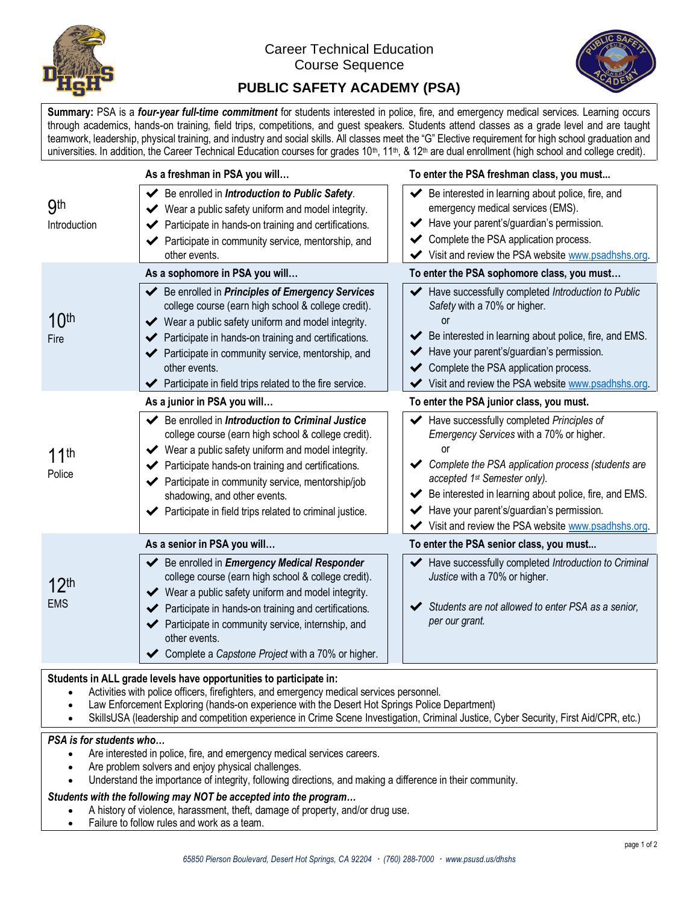Career Technical Education
Course Sequence

# PUBLIC SAFETY ACADEMY (PSA)

**Summary:** PSA is a ***four-year full-time commitment*** for students interested in police, fire, and emergency medical services. Learning occurs through academics, hands-on training, field trips, competitions, and guest speakers. Students attend classes as a grade level and are taught teamwork, leadership, physical training, and industry and social skills. All classes meet the "G" Elective requirement for high school graduation and universities. In addition, the Career Technical Education courses for grades 10th, 11th, & 12th are dual enrollment (high school and college credit).

| | As a freshman in PSA you will… | To enter the PSA freshman class, you must... |
|---|---|---|
| 9th Introduction | ✔ Be enrolled in ***Introduction to Public Safety***.<br>✔ Wear a public safety uniform and model integrity.<br>✔ Participate in hands-on training and certifications.<br>✔ Participate in community service, mentorship, and other events. | ✔ Be interested in learning about police, fire, and emergency medical services (EMS).<br>✔ Have your parent's/guardian's permission.<br>✔ Complete the PSA application process.<br>✔ Visit and review the PSA website www.psadhshs.org. |
| | **As a sophomore in PSA you will…** | **To enter the PSA sophomore class, you must…** |
| 10th Fire | ✔ Be enrolled in ***Principles of Emergency Services*** college course (earn high school & college credit).<br>✔ Wear a public safety uniform and model integrity.<br>✔ Participate in hands-on training and certifications.<br>✔ Participate in community service, mentorship, and other events.<br>✔ Participate in field trips related to the fire service. | ✔ Have successfully completed *Introduction to Public Safety* with a 70% or higher.<br>or<br>✔ Be interested in learning about police, fire, and EMS.<br>✔ Have your parent's/guardian's permission.<br>✔ Complete the PSA application process.<br>✔ Visit and review the PSA website www.psadhshs.org. |
| | **As a junior in PSA you will…** | **To enter the PSA junior class, you must.** |
| 11th Police | ✔ Be enrolled in ***Introduction to Criminal Justice*** college course (earn high school & college credit).<br>✔ Wear a public safety uniform and model integrity.<br>✔ Participate hands-on training and certifications.<br>✔ Participate in community service, mentorship/job shadowing, and other events.<br>✔ Participate in field trips related to criminal justice. | ✔ Have successfully completed *Principles of Emergency Services* with a 70% or higher.<br>or<br>✔ *Complete the PSA application process (students are accepted 1st Semester only).*<br>✔ Be interested in learning about police, fire, and EMS.<br>✔ Have your parent's/guardian's permission.<br>✔ Visit and review the PSA website www.psadhshs.org. |
| | **As a senior in PSA you will…** | **To enter the PSA senior class, you must...** |
| 12th EMS | ✔ Be enrolled in ***Emergency Medical Responder*** college course (earn high school & college credit).<br>✔ Wear a public safety uniform and model integrity.<br>✔ Participate in hands-on training and certifications.<br>✔ Participate in community service, internship, and other events.<br>✔ Complete a *Capstone Project* with a 70% or higher. | ✔ Have successfully completed *Introduction to Criminal Justice* with a 70% or higher.<br>✔ *Students are not allowed to enter PSA as a senior, per our grant.* |

**Students in ALL grade levels have opportunities to participate in:**

- Activities with police officers, firefighters, and emergency medical services personnel.
- Law Enforcement Exploring (hands-on experience with the Desert Hot Springs Police Department)
- SkillsUSA (leadership and competition experience in Crime Scene Investigation, Criminal Justice, Cyber Security, First Aid/CPR, etc.)

***PSA is for students who…***

- Are interested in police, fire, and emergency medical services careers.
- Are problem solvers and enjoy physical challenges.
- Understand the importance of integrity, following directions, and making a difference in their community.

***Students with the following may NOT be accepted into the program…***

- A history of violence, harassment, theft, damage of property, and/or drug use.
- Failure to follow rules and work as a team.

*65850 Pierson Boulevard, Desert Hot Springs, CA 92204 · (760) 288-7000 · www.psusd.us/dhshs*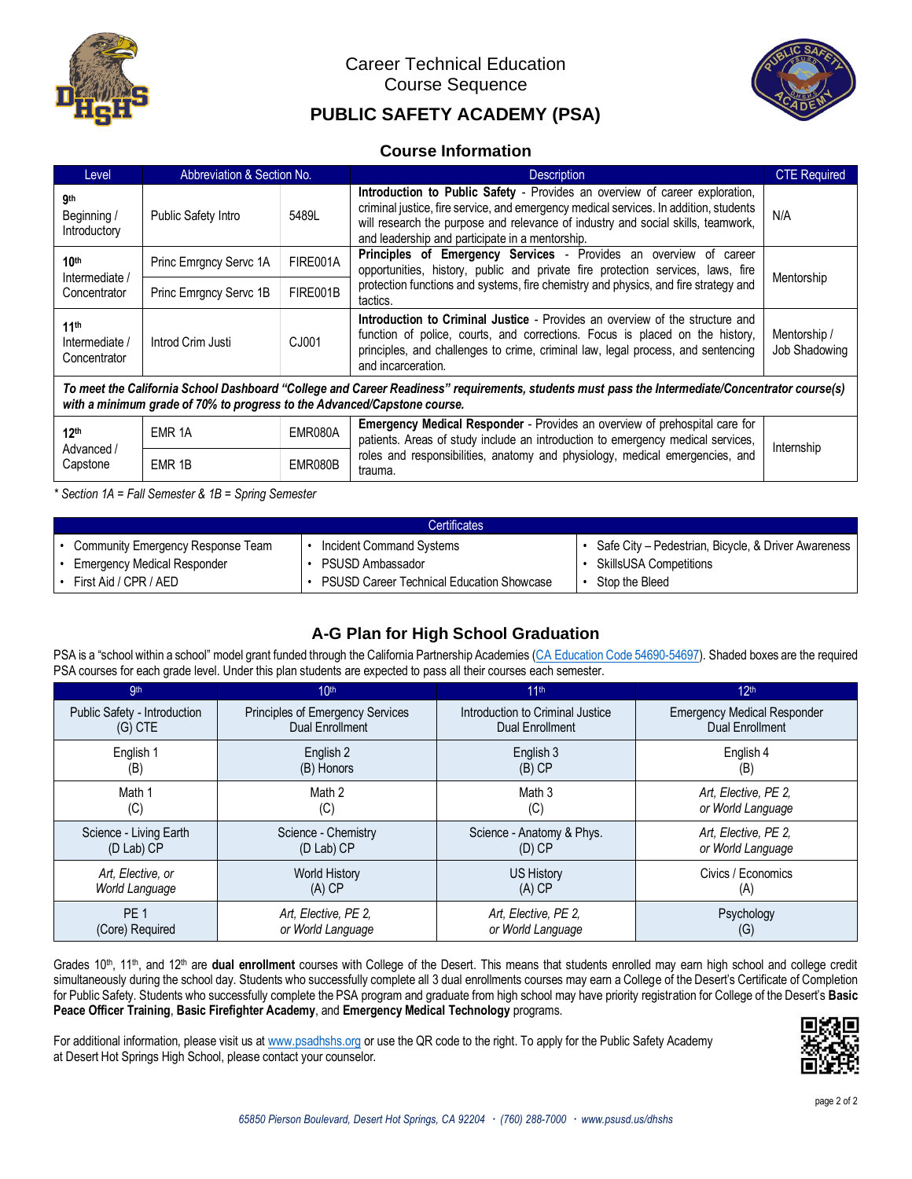Career Technical Education
Course Sequence

# PUBLIC SAFETY ACADEMY (PSA)

## Course Information

| Level | Abbreviation & Section No. | | Description | CTE Required |
|---|---|---|---|---|
| **9th** Beginning / Introductory | Public Safety Intro | 5489L | **Introduction to Public Safety** - Provides an overview of career exploration, criminal justice, fire service, and emergency medical services. In addition, students will research the purpose and relevance of industry and social skills, teamwork, and leadership and participate in a mentorship. | N/A |
| **10th** Intermediate / Concentrator | Princ Emrgncy Servc 1A | FIRE001A | **Principles of Emergency Services** - Provides an overview of career opportunities, history, public and private fire protection services, laws, fire protection functions and systems, fire chemistry and physics, and fire strategy and tactics. | Mentorship |
| | Princ Emrgncy Servc 1B | FIRE001B | | |
| **11th** Intermediate / Concentrator | Introd Crim Justi | CJ001 | **Introduction to Criminal Justice** - Provides an overview of the structure and function of police, courts, and corrections. Focus is placed on the history, principles, and challenges to crime, criminal law, legal process, and sentencing and incarceration. | Mentorship / Job Shadowing |
| ***To meet the California School Dashboard "College and Career Readiness" requirements, students must pass the Intermediate/Concentrator course(s) with a minimum grade of 70% to progress to the Advanced/Capstone course.*** | | | | |
| **12th** Advanced / Capstone | EMR 1A | EMR080A | **Emergency Medical Responder** - Provides an overview of prehospital care for patients. Areas of study include an introduction to emergency medical services, roles and responsibilities, anatomy and physiology, medical emergencies, and trauma. | Internship |
| | EMR 1B | EMR080B | | |

*\* Section 1A = Fall Semester & 1B = Spring Semester*

| Certificates | | |
|---|---|---|
| • Community Emergency Response Team | • Incident Command Systems | • Safe City – Pedestrian, Bicycle, & Driver Awareness |
| • Emergency Medical Responder | • PSUSD Ambassador | • SkillsUSA Competitions |
| • First Aid / CPR / AED | • PSUSD Career Technical Education Showcase | • Stop the Bleed |

## A-G Plan for High School Graduation

PSA is a "school within a school" model grant funded through the California Partnership Academies (CA Education Code 54690-54697). Shaded boxes are the required PSA courses for each grade level. Under this plan students are expected to pass all their courses each semester.

| 9th | 10th | 11th | 12th |
|---|---|---|---|
| Public Safety - Introduction (G) CTE | Principles of Emergency Services Dual Enrollment | Introduction to Criminal Justice Dual Enrollment | Emergency Medical Responder Dual Enrollment |
| English 1 (B) | English 2 (B) Honors | English 3 (B) CP | English 4 (B) |
| Math 1 (C) | Math 2 (C) | Math 3 (C) | *Art, Elective, PE 2, or World Language* |
| Science - Living Earth (D Lab) CP | Science - Chemistry (D Lab) CP | Science - Anatomy & Phys. (D) CP | *Art, Elective, PE 2, or World Language* |
| *Art, Elective, or World Language* | World History (A) CP | US History (A) CP | Civics / Economics (A) |
| PE 1 (Core) Required | *Art, Elective, PE 2, or World Language* | *Art, Elective, PE 2, or World Language* | Psychology (G) |

Grades 10th, 11th, and 12th are **dual enrollment** courses with College of the Desert. This means that students enrolled may earn high school and college credit simultaneously during the school day. Students who successfully complete all 3 dual enrollments courses may earn a College of the Desert's Certificate of Completion for Public Safety. Students who successfully complete the PSA program and graduate from high school may have priority registration for College of the Desert's **Basic Peace Officer Training**, **Basic Firefighter Academy**, and **Emergency Medical Technology** programs.

For additional information, please visit us at www.psadhshs.org or use the QR code to the right. To apply for the Public Safety Academy at Desert Hot Springs High School, please contact your counselor.

*65850 Pierson Boulevard, Desert Hot Springs, CA 92204 · (760) 288-7000 · www.psusd.us/dhshs*